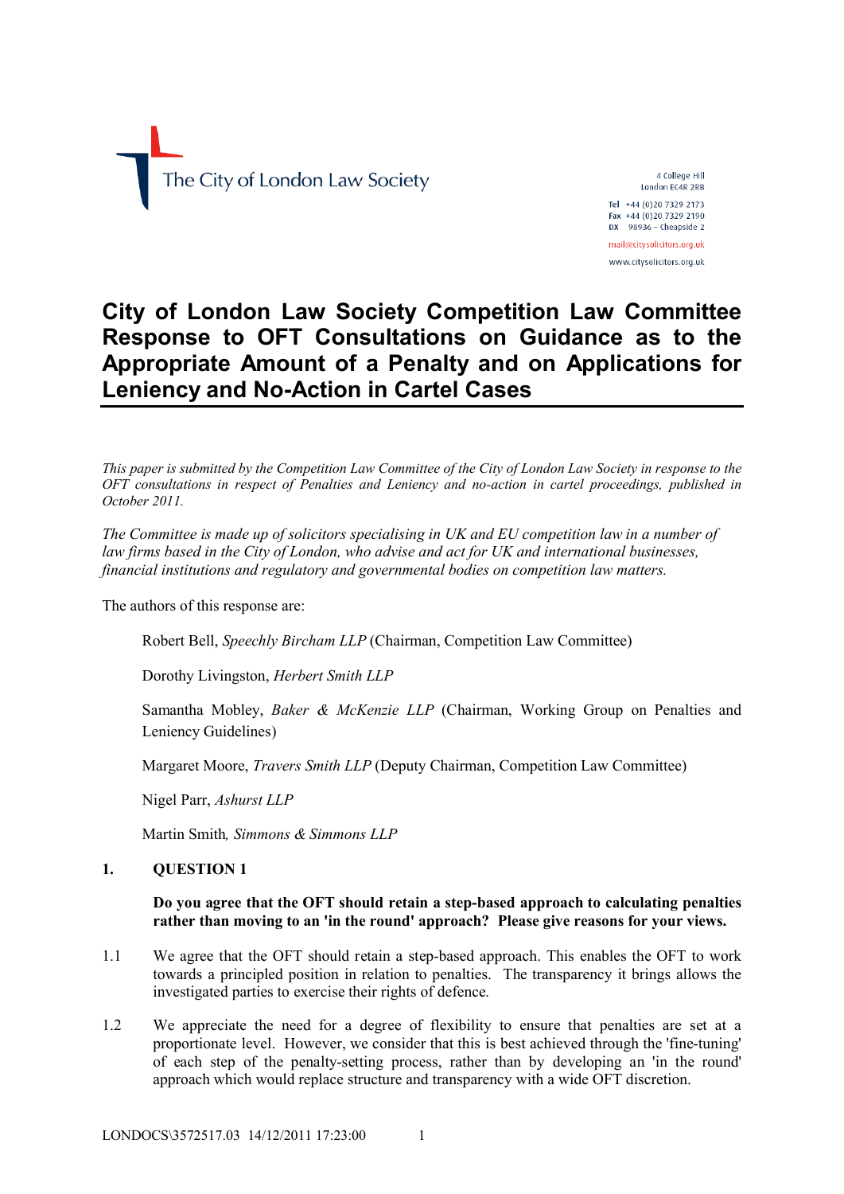The City of London Law Society

4 College Hill
London EC4R 2RB

Tel +44 (0)20 7329 2173
Fax +44 (0)20 7329 2190
DX 98936 – Cheapside 2

mail@citysolicitors.org.uk
www.citysolicitors.org.uk

# City of London Law Society Competition Law Committee Response to OFT Consultations on Guidance as to the Appropriate Amount of a Penalty and on Applications for Leniency and No-Action in Cartel Cases

*This paper is submitted by the Competition Law Committee of the City of London Law Society in response to the OFT consultations in respect of Penalties and Leniency and no-action in cartel proceedings, published in October 2011.*

*The Committee is made up of solicitors specialising in UK and EU competition law in a number of law firms based in the City of London, who advise and act for UK and international businesses, financial institutions and regulatory and governmental bodies on competition law matters.*

The authors of this response are:

Robert Bell, *Speechly Bircham LLP* (Chairman, Competition Law Committee)

Dorothy Livingston, *Herbert Smith LLP*

Samantha Mobley, *Baker & McKenzie LLP* (Chairman, Working Group on Penalties and Leniency Guidelines)

Margaret Moore, *Travers Smith LLP* (Deputy Chairman, Competition Law Committee)

Nigel Parr, *Ashurst LLP*

Martin Smith, *Simmons & Simmons LLP*

## 1. QUESTION 1

**Do you agree that the OFT should retain a step-based approach to calculating penalties rather than moving to an 'in the round' approach? Please give reasons for your views.**

1.1 We agree that the OFT should retain a step-based approach. This enables the OFT to work towards a principled position in relation to penalties. The transparency it brings allows the investigated parties to exercise their rights of defence.

1.2 We appreciate the need for a degree of flexibility to ensure that penalties are set at a proportionate level. However, we consider that this is best achieved through the 'fine-tuning' of each step of the penalty-setting process, rather than by developing an 'in the round' approach which would replace structure and transparency with a wide OFT discretion.

LONDOCS\3572517.03 14/12/2011 17:23:00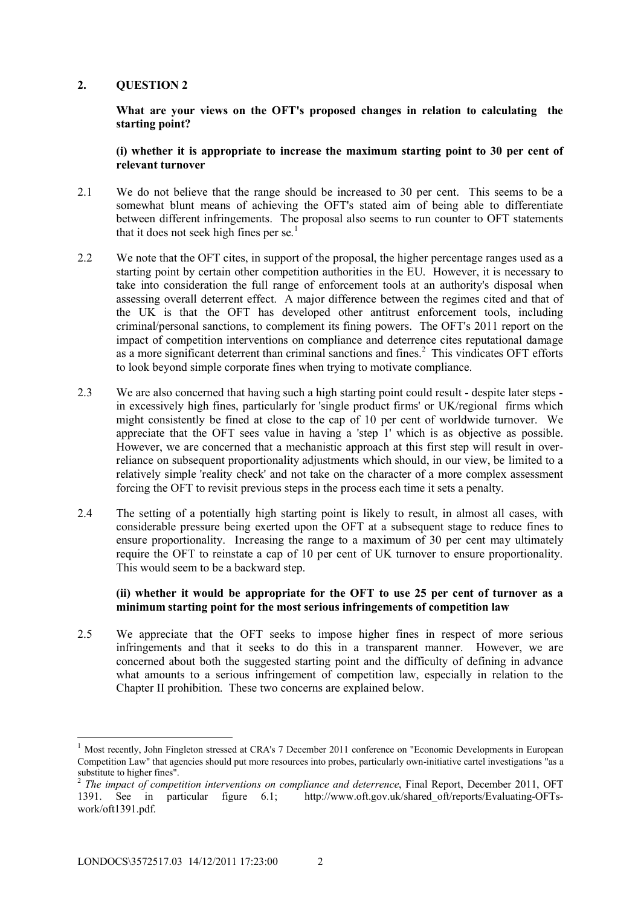## 2. QUESTION 2

**What are your views on the OFT's proposed changes in relation to calculating the starting point?**

**(i) whether it is appropriate to increase the maximum starting point to 30 per cent of relevant turnover**

2.1 We do not believe that the range should be increased to 30 per cent. This seems to be a somewhat blunt means of achieving the OFT's stated aim of being able to differentiate between different infringements. The proposal also seems to run counter to OFT statements that it does not seek high fines per se.[1]

2.2 We note that the OFT cites, in support of the proposal, the higher percentage ranges used as a starting point by certain other competition authorities in the EU. However, it is necessary to take into consideration the full range of enforcement tools at an authority's disposal when assessing overall deterrent effect. A major difference between the regimes cited and that of the UK is that the OFT has developed other antitrust enforcement tools, including criminal/personal sanctions, to complement its fining powers. The OFT's 2011 report on the impact of competition interventions on compliance and deterrence cites reputational damage as a more significant deterrent than criminal sanctions and fines.[2] This vindicates OFT efforts to look beyond simple corporate fines when trying to motivate compliance.

2.3 We are also concerned that having such a high starting point could result - despite later steps - in excessively high fines, particularly for 'single product firms' or UK/regional firms which might consistently be fined at close to the cap of 10 per cent of worldwide turnover. We appreciate that the OFT sees value in having a 'step 1' which is as objective as possible. However, we are concerned that a mechanistic approach at this first step will result in over-reliance on subsequent proportionality adjustments which should, in our view, be limited to a relatively simple 'reality check' and not take on the character of a more complex assessment forcing the OFT to revisit previous steps in the process each time it sets a penalty.

2.4 The setting of a potentially high starting point is likely to result, in almost all cases, with considerable pressure being exerted upon the OFT at a subsequent stage to reduce fines to ensure proportionality. Increasing the range to a maximum of 30 per cent may ultimately require the OFT to reinstate a cap of 10 per cent of UK turnover to ensure proportionality. This would seem to be a backward step.

**(ii) whether it would be appropriate for the OFT to use 25 per cent of turnover as a minimum starting point for the most serious infringements of competition law**

2.5 We appreciate that the OFT seeks to impose higher fines in respect of more serious infringements and that it seeks to do this in a transparent manner. However, we are concerned about both the suggested starting point and the difficulty of defining in advance what amounts to a serious infringement of competition law, especially in relation to the Chapter II prohibition. These two concerns are explained below.

---

[1] Most recently, John Fingleton stressed at CRA's 7 December 2011 conference on "Economic Developments in European Competition Law" that agencies should put more resources into probes, particularly own-initiative cartel investigations "as a substitute to higher fines".

[2] *The impact of competition interventions on compliance and deterrence*, Final Report, December 2011, OFT 1391. See in particular figure 6.1; http://www.oft.gov.uk/shared_oft/reports/Evaluating-OFTs-work/oft1391.pdf.

LONDOCS\3572517.03 14/12/2011 17:23:00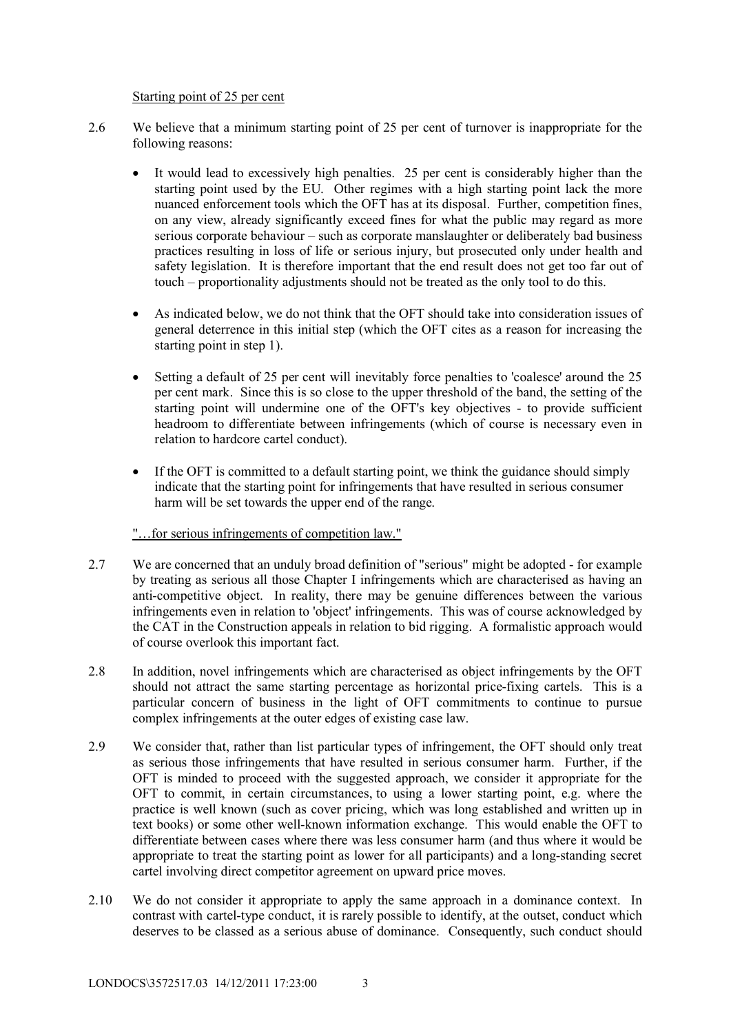Starting point of 25 per cent

2.6 We believe that a minimum starting point of 25 per cent of turnover is inappropriate for the following reasons:

- It would lead to excessively high penalties. 25 per cent is considerably higher than the starting point used by the EU. Other regimes with a high starting point lack the more nuanced enforcement tools which the OFT has at its disposal. Further, competition fines, on any view, already significantly exceed fines for what the public may regard as more serious corporate behaviour – such as corporate manslaughter or deliberately bad business practices resulting in loss of life or serious injury, but prosecuted only under health and safety legislation. It is therefore important that the end result does not get too far out of touch – proportionality adjustments should not be treated as the only tool to do this.

- As indicated below, we do not think that the OFT should take into consideration issues of general deterrence in this initial step (which the OFT cites as a reason for increasing the starting point in step 1).

- Setting a default of 25 per cent will inevitably force penalties to 'coalesce' around the 25 per cent mark. Since this is so close to the upper threshold of the band, the setting of the starting point will undermine one of the OFT's key objectives - to provide sufficient headroom to differentiate between infringements (which of course is necessary even in relation to hardcore cartel conduct).

- If the OFT is committed to a default starting point, we think the guidance should simply indicate that the starting point for infringements that have resulted in serious consumer harm will be set towards the upper end of the range.

"…for serious infringements of competition law."

2.7 We are concerned that an unduly broad definition of "serious" might be adopted - for example by treating as serious all those Chapter I infringements which are characterised as having an anti-competitive object. In reality, there may be genuine differences between the various infringements even in relation to 'object' infringements. This was of course acknowledged by the CAT in the Construction appeals in relation to bid rigging. A formalistic approach would of course overlook this important fact.

2.8 In addition, novel infringements which are characterised as object infringements by the OFT should not attract the same starting percentage as horizontal price-fixing cartels. This is a particular concern of business in the light of OFT commitments to continue to pursue complex infringements at the outer edges of existing case law.

2.9 We consider that, rather than list particular types of infringement, the OFT should only treat as serious those infringements that have resulted in serious consumer harm. Further, if the OFT is minded to proceed with the suggested approach, we consider it appropriate for the OFT to commit, in certain circumstances, to using a lower starting point, e.g. where the practice is well known (such as cover pricing, which was long established and written up in text books) or some other well-known information exchange. This would enable the OFT to differentiate between cases where there was less consumer harm (and thus where it would be appropriate to treat the starting point as lower for all participants) and a long-standing secret cartel involving direct competitor agreement on upward price moves.

2.10 We do not consider it appropriate to apply the same approach in a dominance context. In contrast with cartel-type conduct, it is rarely possible to identify, at the outset, conduct which deserves to be classed as a serious abuse of dominance. Consequently, such conduct should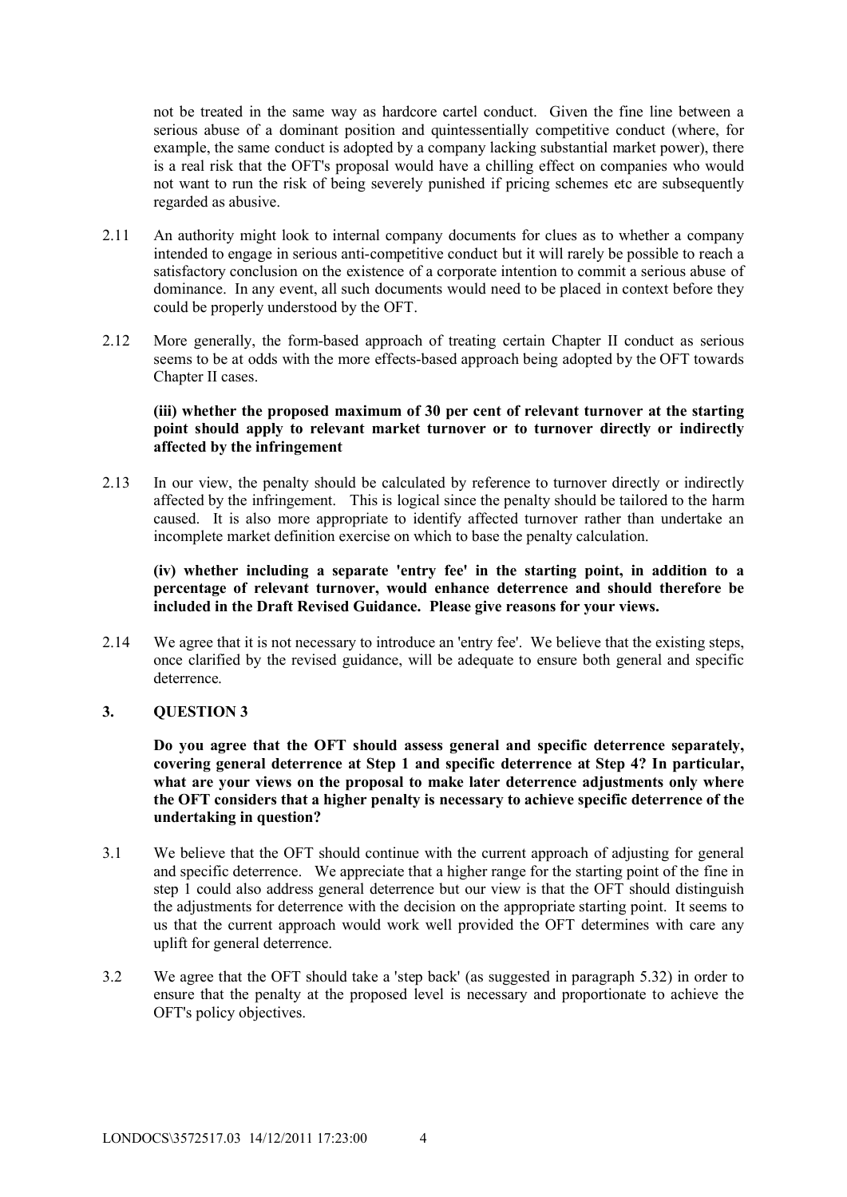not be treated in the same way as hardcore cartel conduct. Given the fine line between a serious abuse of a dominant position and quintessentially competitive conduct (where, for example, the same conduct is adopted by a company lacking substantial market power), there is a real risk that the OFT's proposal would have a chilling effect on companies who would not want to run the risk of being severely punished if pricing schemes etc are subsequently regarded as abusive.

2.11 An authority might look to internal company documents for clues as to whether a company intended to engage in serious anti-competitive conduct but it will rarely be possible to reach a satisfactory conclusion on the existence of a corporate intention to commit a serious abuse of dominance. In any event, all such documents would need to be placed in context before they could be properly understood by the OFT.

2.12 More generally, the form-based approach of treating certain Chapter II conduct as serious seems to be at odds with the more effects-based approach being adopted by the OFT towards Chapter II cases.

**(iii) whether the proposed maximum of 30 per cent of relevant turnover at the starting point should apply to relevant market turnover or to turnover directly or indirectly affected by the infringement**

2.13 In our view, the penalty should be calculated by reference to turnover directly or indirectly affected by the infringement. This is logical since the penalty should be tailored to the harm caused. It is also more appropriate to identify affected turnover rather than undertake an incomplete market definition exercise on which to base the penalty calculation.

**(iv) whether including a separate 'entry fee' in the starting point, in addition to a percentage of relevant turnover, would enhance deterrence and should therefore be included in the Draft Revised Guidance. Please give reasons for your views.**

2.14 We agree that it is not necessary to introduce an 'entry fee'. We believe that the existing steps, once clarified by the revised guidance, will be adequate to ensure both general and specific deterrence.

## 3. QUESTION 3

**Do you agree that the OFT should assess general and specific deterrence separately, covering general deterrence at Step 1 and specific deterrence at Step 4? In particular, what are your views on the proposal to make later deterrence adjustments only where the OFT considers that a higher penalty is necessary to achieve specific deterrence of the undertaking in question?**

3.1 We believe that the OFT should continue with the current approach of adjusting for general and specific deterrence. We appreciate that a higher range for the starting point of the fine in step 1 could also address general deterrence but our view is that the OFT should distinguish the adjustments for deterrence with the decision on the appropriate starting point. It seems to us that the current approach would work well provided the OFT determines with care any uplift for general deterrence.

3.2 We agree that the OFT should take a 'step back' (as suggested in paragraph 5.32) in order to ensure that the penalty at the proposed level is necessary and proportionate to achieve the OFT's policy objectives.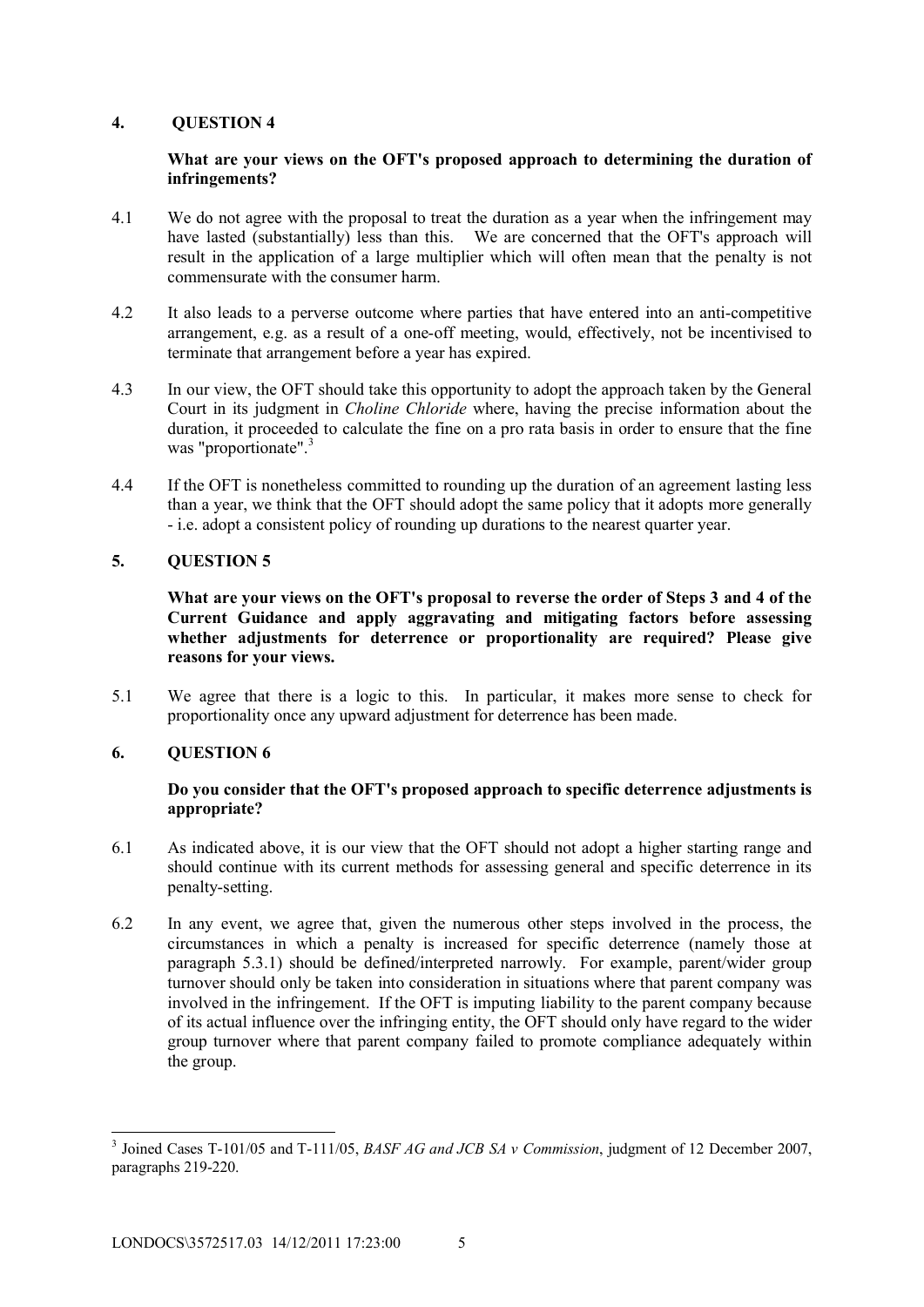## 4. QUESTION 4

**What are your views on the OFT's proposed approach to determining the duration of infringements?**

4.1 We do not agree with the proposal to treat the duration as a year when the infringement may have lasted (substantially) less than this. We are concerned that the OFT's approach will result in the application of a large multiplier which will often mean that the penalty is not commensurate with the consumer harm.

4.2 It also leads to a perverse outcome where parties that have entered into an anti-competitive arrangement, e.g. as a result of a one-off meeting, would, effectively, not be incentivised to terminate that arrangement before a year has expired.

4.3 In our view, the OFT should take this opportunity to adopt the approach taken by the General Court in its judgment in *Choline Chloride* where, having the precise information about the duration, it proceeded to calculate the fine on a pro rata basis in order to ensure that the fine was "proportionate".[3]

4.4 If the OFT is nonetheless committed to rounding up the duration of an agreement lasting less than a year, we think that the OFT should adopt the same policy that it adopts more generally - i.e. adopt a consistent policy of rounding up durations to the nearest quarter year.

## 5. QUESTION 5

**What are your views on the OFT's proposal to reverse the order of Steps 3 and 4 of the Current Guidance and apply aggravating and mitigating factors before assessing whether adjustments for deterrence or proportionality are required? Please give reasons for your views.**

5.1 We agree that there is a logic to this. In particular, it makes more sense to check for proportionality once any upward adjustment for deterrence has been made.

## 6. QUESTION 6

**Do you consider that the OFT's proposed approach to specific deterrence adjustments is appropriate?**

6.1 As indicated above, it is our view that the OFT should not adopt a higher starting range and should continue with its current methods for assessing general and specific deterrence in its penalty-setting.

6.2 In any event, we agree that, given the numerous other steps involved in the process, the circumstances in which a penalty is increased for specific deterrence (namely those at paragraph 5.3.1) should be defined/interpreted narrowly. For example, parent/wider group turnover should only be taken into consideration in situations where that parent company was involved in the infringement. If the OFT is imputing liability to the parent company because of its actual influence over the infringing entity, the OFT should only have regard to the wider group turnover where that parent company failed to promote compliance adequately within the group.

---

[3] Joined Cases T-101/05 and T-111/05, *BASF AG and JCB SA v Commission*, judgment of 12 December 2007, paragraphs 219-220.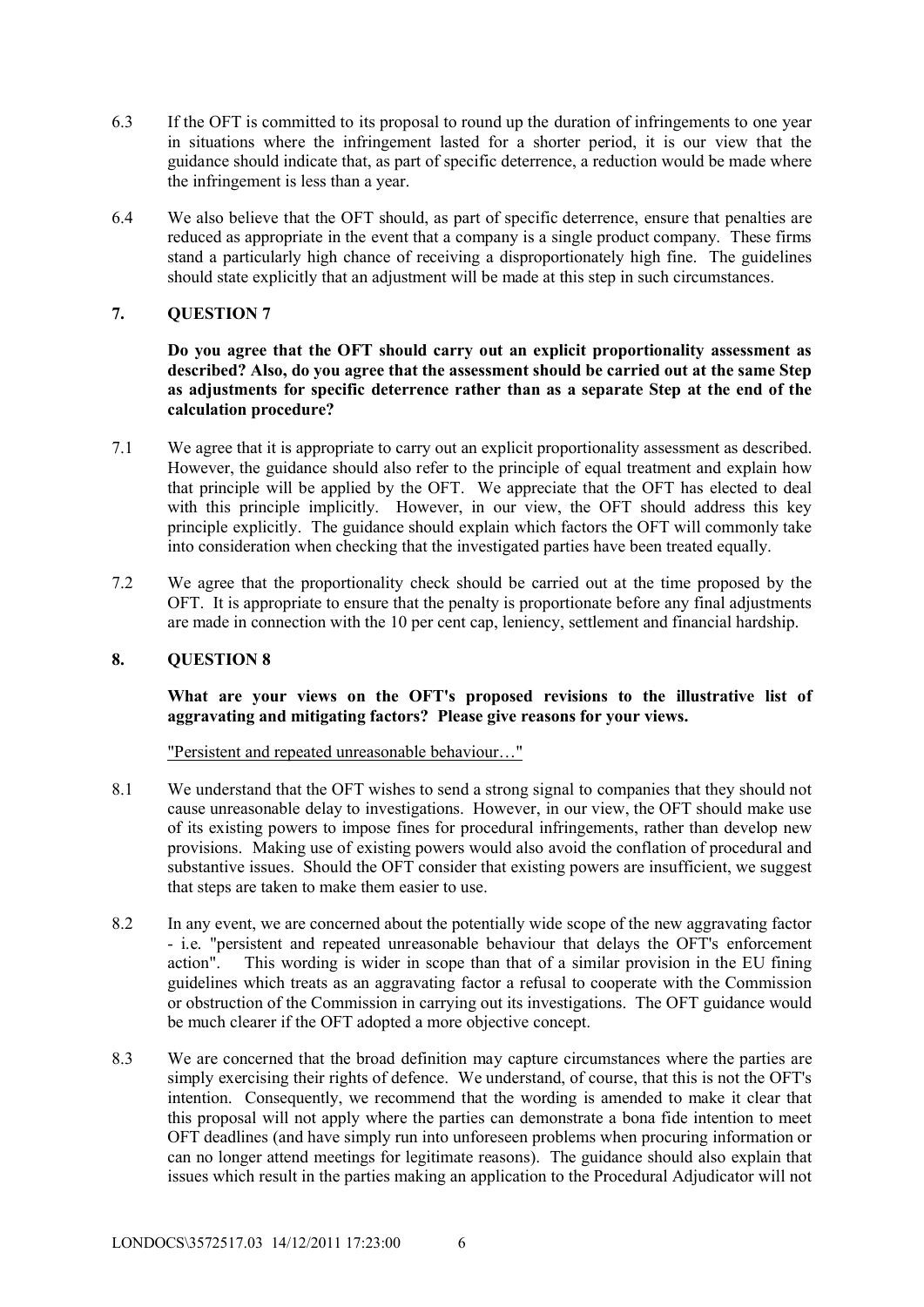6.3 If the OFT is committed to its proposal to round up the duration of infringements to one year in situations where the infringement lasted for a shorter period, it is our view that the guidance should indicate that, as part of specific deterrence, a reduction would be made where the infringement is less than a year.

6.4 We also believe that the OFT should, as part of specific deterrence, ensure that penalties are reduced as appropriate in the event that a company is a single product company. These firms stand a particularly high chance of receiving a disproportionately high fine. The guidelines should state explicitly that an adjustment will be made at this step in such circumstances.

## 7. QUESTION 7

**Do you agree that the OFT should carry out an explicit proportionality assessment as described? Also, do you agree that the assessment should be carried out at the same Step as adjustments for specific deterrence rather than as a separate Step at the end of the calculation procedure?**

7.1 We agree that it is appropriate to carry out an explicit proportionality assessment as described. However, the guidance should also refer to the principle of equal treatment and explain how that principle will be applied by the OFT. We appreciate that the OFT has elected to deal with this principle implicitly. However, in our view, the OFT should address this key principle explicitly. The guidance should explain which factors the OFT will commonly take into consideration when checking that the investigated parties have been treated equally.

7.2 We agree that the proportionality check should be carried out at the time proposed by the OFT. It is appropriate to ensure that the penalty is proportionate before any final adjustments are made in connection with the 10 per cent cap, leniency, settlement and financial hardship.

## 8. QUESTION 8

**What are your views on the OFT's proposed revisions to the illustrative list of aggravating and mitigating factors? Please give reasons for your views.**

<u>"Persistent and repeated unreasonable behaviour…"</u>

8.1 We understand that the OFT wishes to send a strong signal to companies that they should not cause unreasonable delay to investigations. However, in our view, the OFT should make use of its existing powers to impose fines for procedural infringements, rather than develop new provisions. Making use of existing powers would also avoid the conflation of procedural and substantive issues. Should the OFT consider that existing powers are insufficient, we suggest that steps are taken to make them easier to use.

8.2 In any event, we are concerned about the potentially wide scope of the new aggravating factor - i.e. "persistent and repeated unreasonable behaviour that delays the OFT's enforcement action". This wording is wider in scope than that of a similar provision in the EU fining guidelines which treats as an aggravating factor a refusal to cooperate with the Commission or obstruction of the Commission in carrying out its investigations. The OFT guidance would be much clearer if the OFT adopted a more objective concept.

8.3 We are concerned that the broad definition may capture circumstances where the parties are simply exercising their rights of defence. We understand, of course, that this is not the OFT's intention. Consequently, we recommend that the wording is amended to make it clear that this proposal will not apply where the parties can demonstrate a bona fide intention to meet OFT deadlines (and have simply run into unforeseen problems when procuring information or can no longer attend meetings for legitimate reasons). The guidance should also explain that issues which result in the parties making an application to the Procedural Adjudicator will not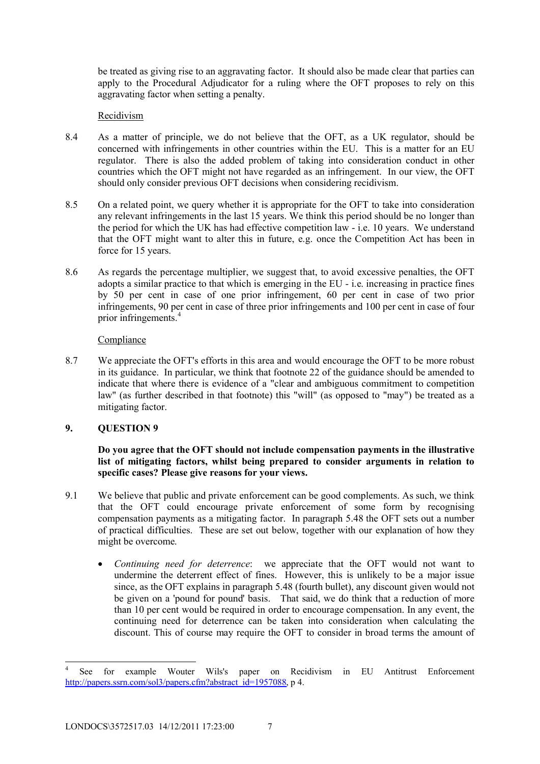be treated as giving rise to an aggravating factor. It should also be made clear that parties can apply to the Procedural Adjudicator for a ruling where the OFT proposes to rely on this aggravating factor when setting a penalty.

Recidivism

8.4 As a matter of principle, we do not believe that the OFT, as a UK regulator, should be concerned with infringements in other countries within the EU. This is a matter for an EU regulator. There is also the added problem of taking into consideration conduct in other countries which the OFT might not have regarded as an infringement. In our view, the OFT should only consider previous OFT decisions when considering recidivism.

8.5 On a related point, we query whether it is appropriate for the OFT to take into consideration any relevant infringements in the last 15 years. We think this period should be no longer than the period for which the UK has had effective competition law - i.e. 10 years. We understand that the OFT might want to alter this in future, e.g. once the Competition Act has been in force for 15 years.

8.6 As regards the percentage multiplier, we suggest that, to avoid excessive penalties, the OFT adopts a similar practice to that which is emerging in the EU - i.e. increasing in practice fines by 50 per cent in case of one prior infringement, 60 per cent in case of two prior infringements, 90 per cent in case of three prior infringements and 100 per cent in case of four prior infringements.[4]

Compliance

8.7 We appreciate the OFT's efforts in this area and would encourage the OFT to be more robust in its guidance. In particular, we think that footnote 22 of the guidance should be amended to indicate that where there is evidence of a "clear and ambiguous commitment to competition law" (as further described in that footnote) this "will" (as opposed to "may") be treated as a mitigating factor.

## 9. QUESTION 9

**Do you agree that the OFT should not include compensation payments in the illustrative list of mitigating factors, whilst being prepared to consider arguments in relation to specific cases? Please give reasons for your views.**

9.1 We believe that public and private enforcement can be good complements. As such, we think that the OFT could encourage private enforcement of some form by recognising compensation payments as a mitigating factor. In paragraph 5.48 the OFT sets out a number of practical difficulties. These are set out below, together with our explanation of how they might be overcome.

- *Continuing need for deterrence*: we appreciate that the OFT would not want to undermine the deterrent effect of fines. However, this is unlikely to be a major issue since, as the OFT explains in paragraph 5.48 (fourth bullet), any discount given would not be given on a 'pound for pound' basis. That said, we do think that a reduction of more than 10 per cent would be required in order to encourage compensation. In any event, the continuing need for deterrence can be taken into consideration when calculating the discount. This of course may require the OFT to consider in broad terms the amount of

---

[4] See for example Wouter Wils's paper on Recidivism in EU Antitrust Enforcement http://papers.ssrn.com/sol3/papers.cfm?abstract_id=1957088, p 4.

LONDOCS\3572517.03 14/12/2011 17:23:00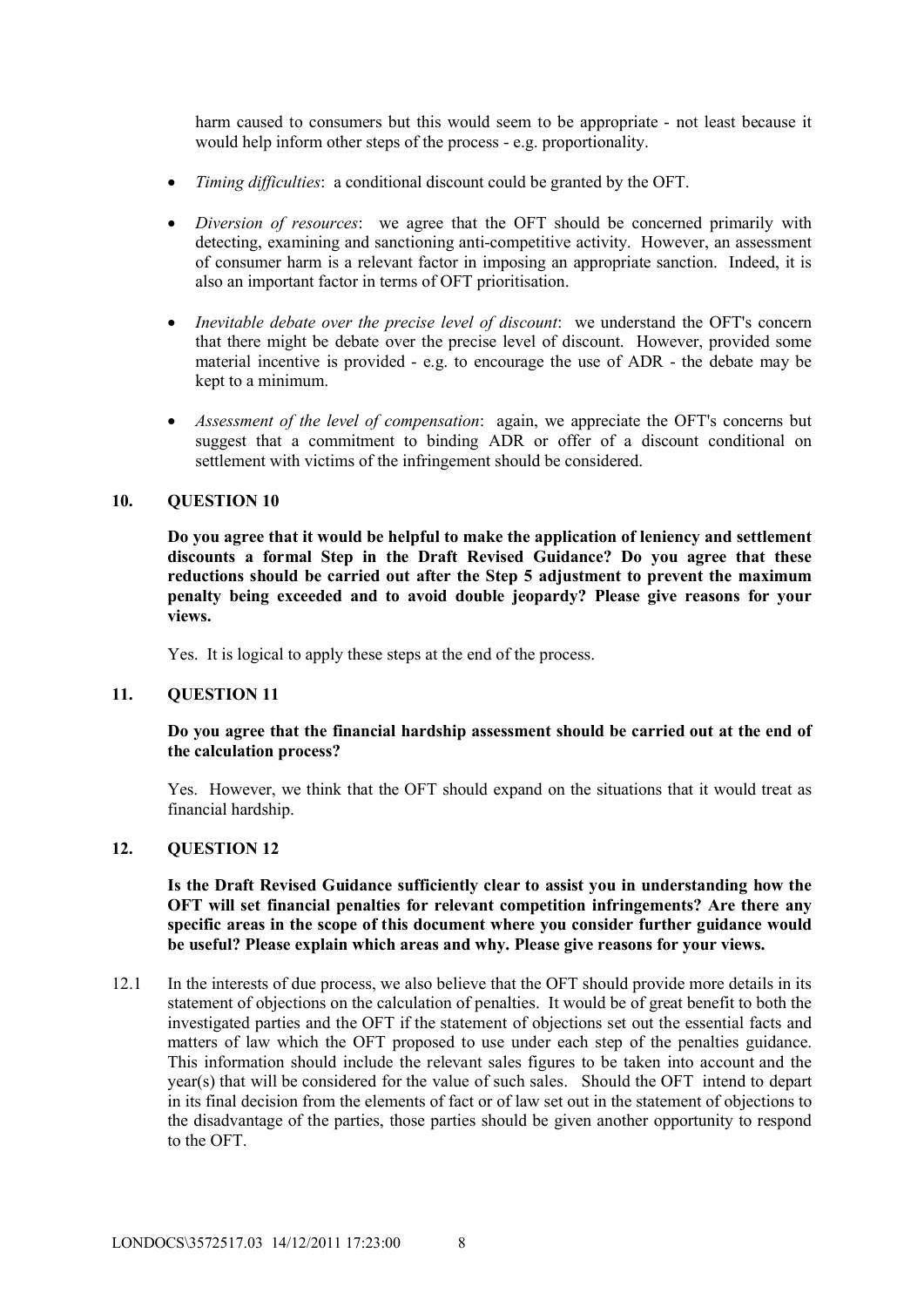harm caused to consumers but this would seem to be appropriate - not least because it would help inform other steps of the process - e.g. proportionality.

- *Timing difficulties*: a conditional discount could be granted by the OFT.
- *Diversion of resources*: we agree that the OFT should be concerned primarily with detecting, examining and sanctioning anti-competitive activity. However, an assessment of consumer harm is a relevant factor in imposing an appropriate sanction. Indeed, it is also an important factor in terms of OFT prioritisation.
- *Inevitable debate over the precise level of discount*: we understand the OFT's concern that there might be debate over the precise level of discount. However, provided some material incentive is provided - e.g. to encourage the use of ADR - the debate may be kept to a minimum.
- *Assessment of the level of compensation*: again, we appreciate the OFT's concerns but suggest that a commitment to binding ADR or offer of a discount conditional on settlement with victims of the infringement should be considered.

## 10. QUESTION 10

**Do you agree that it would be helpful to make the application of leniency and settlement discounts a formal Step in the Draft Revised Guidance? Do you agree that these reductions should be carried out after the Step 5 adjustment to prevent the maximum penalty being exceeded and to avoid double jeopardy? Please give reasons for your views.**

Yes. It is logical to apply these steps at the end of the process.

## 11. QUESTION 11

**Do you agree that the financial hardship assessment should be carried out at the end of the calculation process?**

Yes. However, we think that the OFT should expand on the situations that it would treat as financial hardship.

## 12. QUESTION 12

**Is the Draft Revised Guidance sufficiently clear to assist you in understanding how the OFT will set financial penalties for relevant competition infringements? Are there any specific areas in the scope of this document where you consider further guidance would be useful? Please explain which areas and why. Please give reasons for your views.**

12.1 In the interests of due process, we also believe that the OFT should provide more details in its statement of objections on the calculation of penalties. It would be of great benefit to both the investigated parties and the OFT if the statement of objections set out the essential facts and matters of law which the OFT proposed to use under each step of the penalties guidance. This information should include the relevant sales figures to be taken into account and the year(s) that will be considered for the value of such sales. Should the OFT intend to depart in its final decision from the elements of fact or of law set out in the statement of objections to the disadvantage of the parties, those parties should be given another opportunity to respond to the OFT.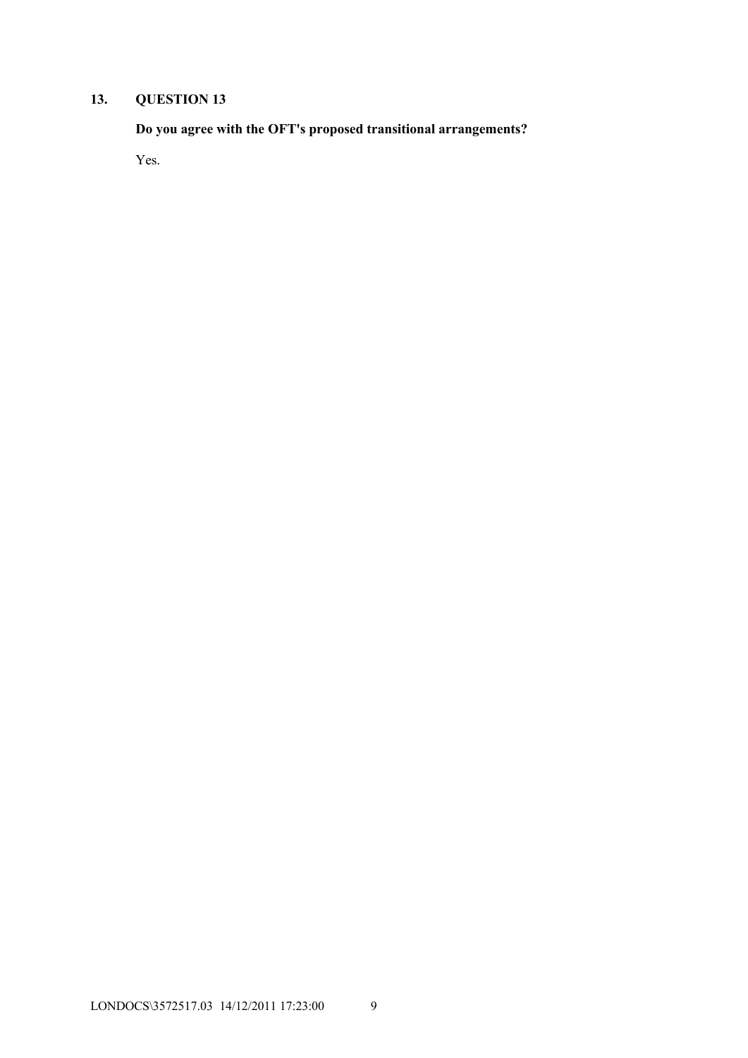## 13. QUESTION 13

**Do you agree with the OFT's proposed transitional arrangements?**

Yes.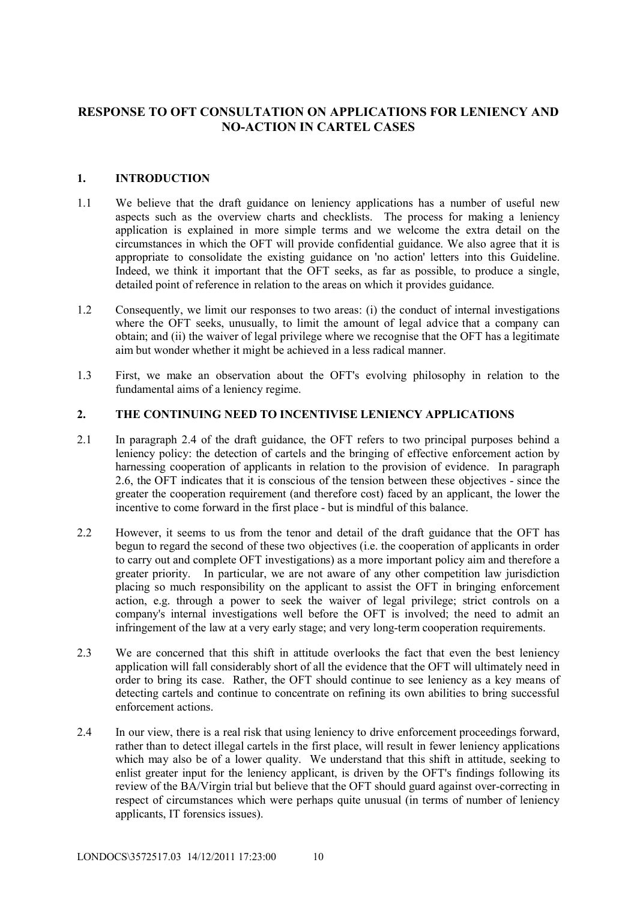# RESPONSE TO OFT CONSULTATION ON APPLICATIONS FOR LENIENCY AND NO-ACTION IN CARTEL CASES

## 1. INTRODUCTION

1.1 We believe that the draft guidance on leniency applications has a number of useful new aspects such as the overview charts and checklists. The process for making a leniency application is explained in more simple terms and we welcome the extra detail on the circumstances in which the OFT will provide confidential guidance. We also agree that it is appropriate to consolidate the existing guidance on 'no action' letters into this Guideline. Indeed, we think it important that the OFT seeks, as far as possible, to produce a single, detailed point of reference in relation to the areas on which it provides guidance.

1.2 Consequently, we limit our responses to two areas: (i) the conduct of internal investigations where the OFT seeks, unusually, to limit the amount of legal advice that a company can obtain; and (ii) the waiver of legal privilege where we recognise that the OFT has a legitimate aim but wonder whether it might be achieved in a less radical manner.

1.3 First, we make an observation about the OFT's evolving philosophy in relation to the fundamental aims of a leniency regime.

## 2. THE CONTINUING NEED TO INCENTIVISE LENIENCY APPLICATIONS

2.1 In paragraph 2.4 of the draft guidance, the OFT refers to two principal purposes behind a leniency policy: the detection of cartels and the bringing of effective enforcement action by harnessing cooperation of applicants in relation to the provision of evidence. In paragraph 2.6, the OFT indicates that it is conscious of the tension between these objectives - since the greater the cooperation requirement (and therefore cost) faced by an applicant, the lower the incentive to come forward in the first place - but is mindful of this balance.

2.2 However, it seems to us from the tenor and detail of the draft guidance that the OFT has begun to regard the second of these two objectives (i.e. the cooperation of applicants in order to carry out and complete OFT investigations) as a more important policy aim and therefore a greater priority. In particular, we are not aware of any other competition law jurisdiction placing so much responsibility on the applicant to assist the OFT in bringing enforcement action, e.g. through a power to seek the waiver of legal privilege; strict controls on a company's internal investigations well before the OFT is involved; the need to admit an infringement of the law at a very early stage; and very long-term cooperation requirements.

2.3 We are concerned that this shift in attitude overlooks the fact that even the best leniency application will fall considerably short of all the evidence that the OFT will ultimately need in order to bring its case. Rather, the OFT should continue to see leniency as a key means of detecting cartels and continue to concentrate on refining its own abilities to bring successful enforcement actions.

2.4 In our view, there is a real risk that using leniency to drive enforcement proceedings forward, rather than to detect illegal cartels in the first place, will result in fewer leniency applications which may also be of a lower quality. We understand that this shift in attitude, seeking to enlist greater input for the leniency applicant, is driven by the OFT's findings following its review of the BA/Virgin trial but believe that the OFT should guard against over-correcting in respect of circumstances which were perhaps quite unusual (in terms of number of leniency applicants, IT forensics issues).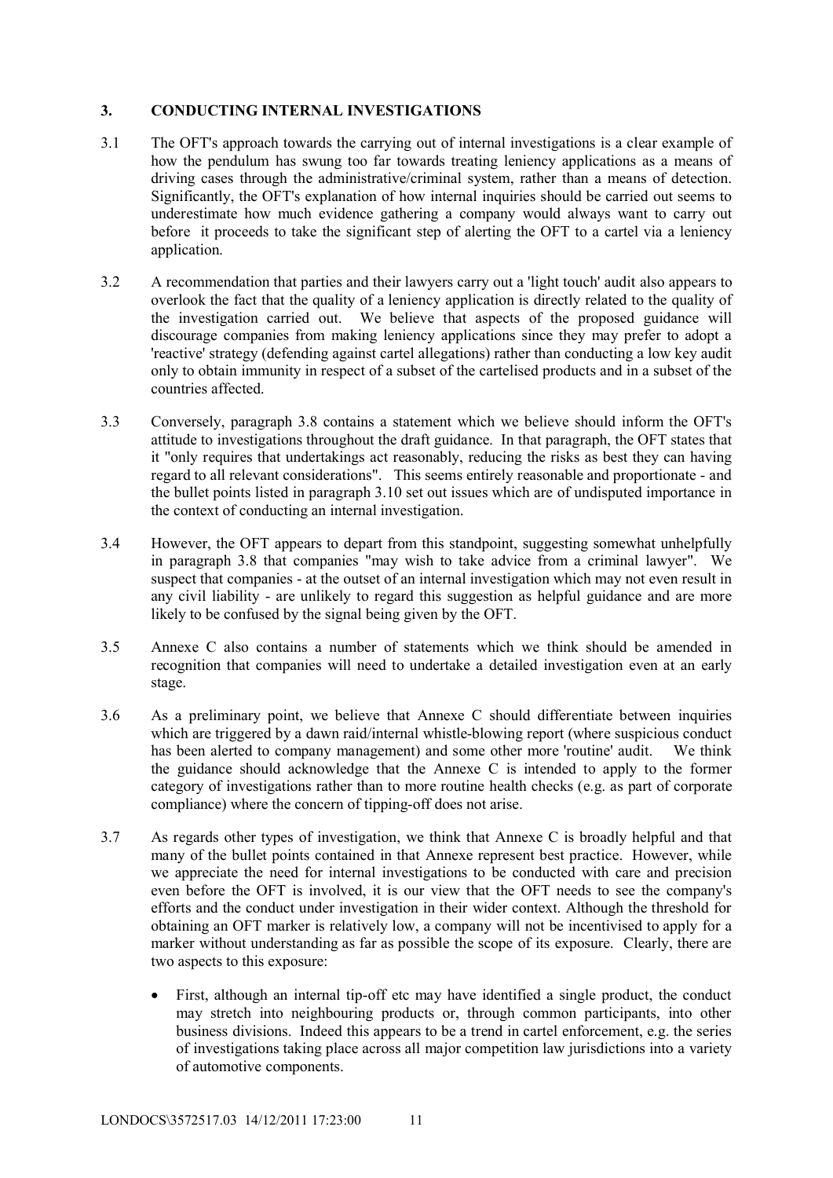## 3. CONDUCTING INTERNAL INVESTIGATIONS

3.1 The OFT's approach towards the carrying out of internal investigations is a clear example of how the pendulum has swung too far towards treating leniency applications as a means of driving cases through the administrative/criminal system, rather than a means of detection. Significantly, the OFT's explanation of how internal inquiries should be carried out seems to underestimate how much evidence gathering a company would always want to carry out before it proceeds to take the significant step of alerting the OFT to a cartel via a leniency application.

3.2 A recommendation that parties and their lawyers carry out a 'light touch' audit also appears to overlook the fact that the quality of a leniency application is directly related to the quality of the investigation carried out. We believe that aspects of the proposed guidance will discourage companies from making leniency applications since they may prefer to adopt a 'reactive' strategy (defending against cartel allegations) rather than conducting a low key audit only to obtain immunity in respect of a subset of the cartelised products and in a subset of the countries affected.

3.3 Conversely, paragraph 3.8 contains a statement which we believe should inform the OFT's attitude to investigations throughout the draft guidance. In that paragraph, the OFT states that it "only requires that undertakings act reasonably, reducing the risks as best they can having regard to all relevant considerations". This seems entirely reasonable and proportionate - and the bullet points listed in paragraph 3.10 set out issues which are of undisputed importance in the context of conducting an internal investigation.

3.4 However, the OFT appears to depart from this standpoint, suggesting somewhat unhelpfully in paragraph 3.8 that companies "may wish to take advice from a criminal lawyer". We suspect that companies - at the outset of an internal investigation which may not even result in any civil liability - are unlikely to regard this suggestion as helpful guidance and are more likely to be confused by the signal being given by the OFT.

3.5 Annexe C also contains a number of statements which we think should be amended in recognition that companies will need to undertake a detailed investigation even at an early stage.

3.6 As a preliminary point, we believe that Annexe C should differentiate between inquiries which are triggered by a dawn raid/internal whistle-blowing report (where suspicious conduct has been alerted to company management) and some other more 'routine' audit. We think the guidance should acknowledge that the Annexe C is intended to apply to the former category of investigations rather than to more routine health checks (e.g. as part of corporate compliance) where the concern of tipping-off does not arise.

3.7 As regards other types of investigation, we think that Annexe C is broadly helpful and that many of the bullet points contained in that Annexe represent best practice. However, while we appreciate the need for internal investigations to be conducted with care and precision even before the OFT is involved, it is our view that the OFT needs to see the company's efforts and the conduct under investigation in their wider context. Although the threshold for obtaining an OFT marker is relatively low, a company will not be incentivised to apply for a marker without understanding as far as possible the scope of its exposure. Clearly, there are two aspects to this exposure:

- First, although an internal tip-off etc may have identified a single product, the conduct may stretch into neighbouring products or, through common participants, into other business divisions. Indeed this appears to be a trend in cartel enforcement, e.g. the series of investigations taking place across all major competition law jurisdictions into a variety of automotive components.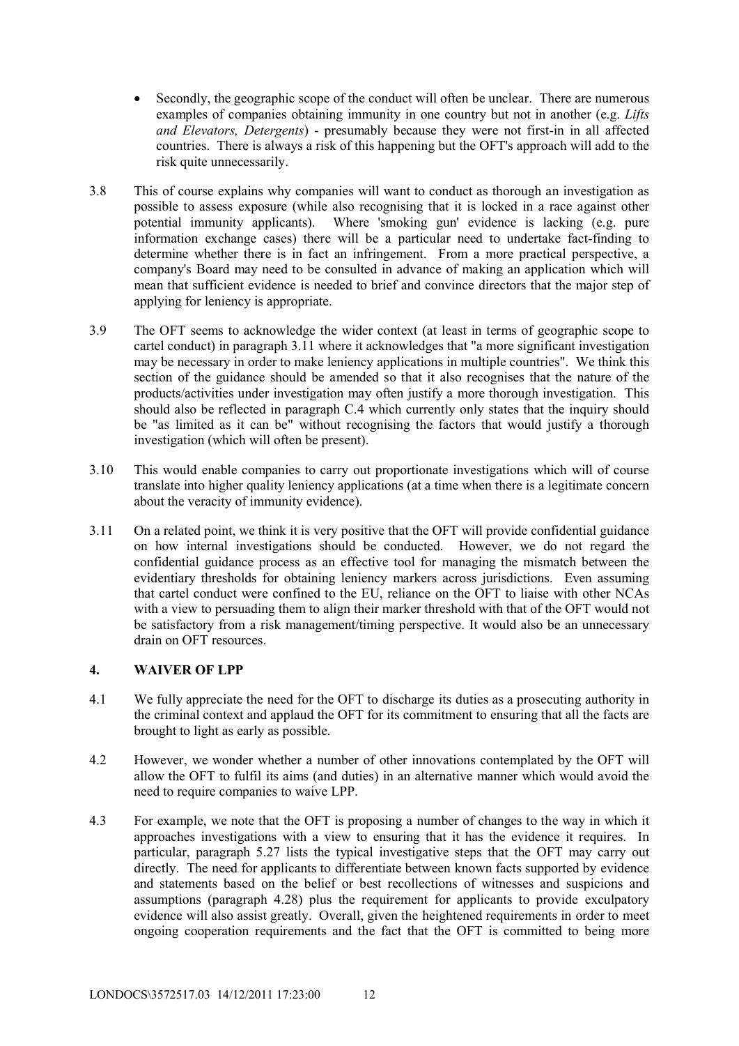- Secondly, the geographic scope of the conduct will often be unclear. There are numerous examples of companies obtaining immunity in one country but not in another (e.g. *Lifts and Elevators, Detergents*) - presumably because they were not first-in in all affected countries. There is always a risk of this happening but the OFT's approach will add to the risk quite unnecessarily.

3.8 This of course explains why companies will want to conduct as thorough an investigation as possible to assess exposure (while also recognising that it is locked in a race against other potential immunity applicants). Where 'smoking gun' evidence is lacking (e.g. pure information exchange cases) there will be a particular need to undertake fact-finding to determine whether there is in fact an infringement. From a more practical perspective, a company's Board may need to be consulted in advance of making an application which will mean that sufficient evidence is needed to brief and convince directors that the major step of applying for leniency is appropriate.

3.9 The OFT seems to acknowledge the wider context (at least in terms of geographic scope to cartel conduct) in paragraph 3.11 where it acknowledges that "a more significant investigation may be necessary in order to make leniency applications in multiple countries". We think this section of the guidance should be amended so that it also recognises that the nature of the products/activities under investigation may often justify a more thorough investigation. This should also be reflected in paragraph C.4 which currently only states that the inquiry should be "as limited as it can be" without recognising the factors that would justify a thorough investigation (which will often be present).

3.10 This would enable companies to carry out proportionate investigations which will of course translate into higher quality leniency applications (at a time when there is a legitimate concern about the veracity of immunity evidence).

3.11 On a related point, we think it is very positive that the OFT will provide confidential guidance on how internal investigations should be conducted. However, we do not regard the confidential guidance process as an effective tool for managing the mismatch between the evidentiary thresholds for obtaining leniency markers across jurisdictions. Even assuming that cartel conduct were confined to the EU, reliance on the OFT to liaise with other NCAs with a view to persuading them to align their marker threshold with that of the OFT would not be satisfactory from a risk management/timing perspective. It would also be an unnecessary drain on OFT resources.

## 4. WAIVER OF LPP

4.1 We fully appreciate the need for the OFT to discharge its duties as a prosecuting authority in the criminal context and applaud the OFT for its commitment to ensuring that all the facts are brought to light as early as possible.

4.2 However, we wonder whether a number of other innovations contemplated by the OFT will allow the OFT to fulfil its aims (and duties) in an alternative manner which would avoid the need to require companies to waive LPP.

4.3 For example, we note that the OFT is proposing a number of changes to the way in which it approaches investigations with a view to ensuring that it has the evidence it requires. In particular, paragraph 5.27 lists the typical investigative steps that the OFT may carry out directly. The need for applicants to differentiate between known facts supported by evidence and statements based on the belief or best recollections of witnesses and suspicions and assumptions (paragraph 4.28) plus the requirement for applicants to provide exculpatory evidence will also assist greatly. Overall, given the heightened requirements in order to meet ongoing cooperation requirements and the fact that the OFT is committed to being more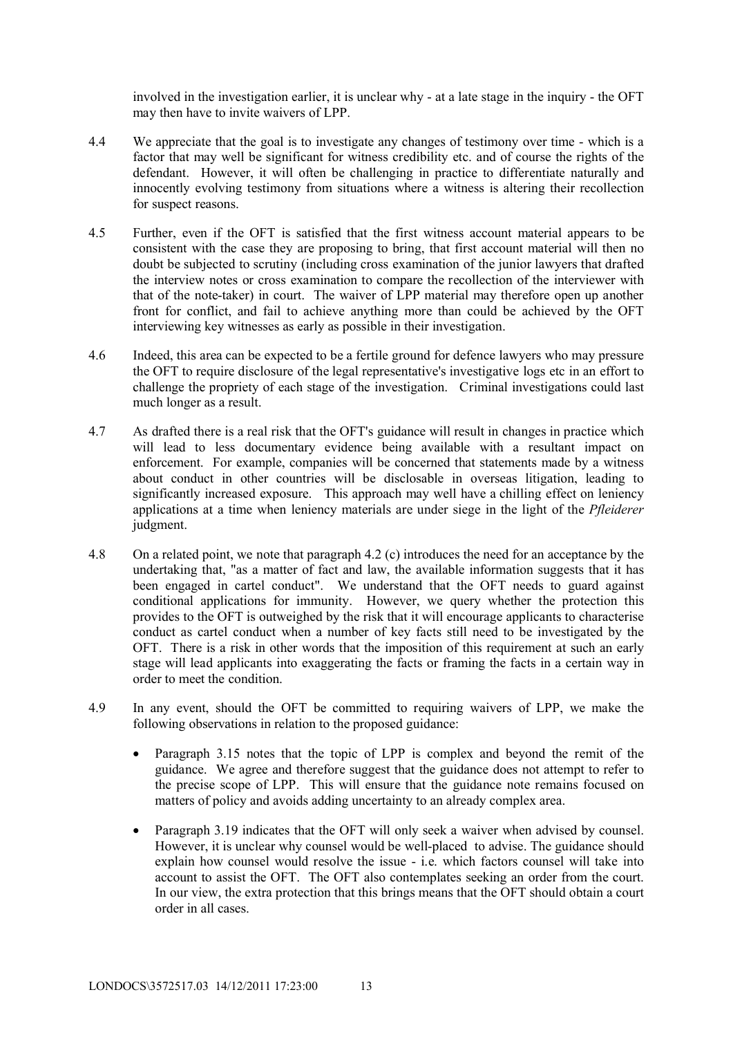involved in the investigation earlier, it is unclear why - at a late stage in the inquiry - the OFT may then have to invite waivers of LPP.

4.4 We appreciate that the goal is to investigate any changes of testimony over time - which is a factor that may well be significant for witness credibility etc. and of course the rights of the defendant. However, it will often be challenging in practice to differentiate naturally and innocently evolving testimony from situations where a witness is altering their recollection for suspect reasons.

4.5 Further, even if the OFT is satisfied that the first witness account material appears to be consistent with the case they are proposing to bring, that first account material will then no doubt be subjected to scrutiny (including cross examination of the junior lawyers that drafted the interview notes or cross examination to compare the recollection of the interviewer with that of the note-taker) in court. The waiver of LPP material may therefore open up another front for conflict, and fail to achieve anything more than could be achieved by the OFT interviewing key witnesses as early as possible in their investigation.

4.6 Indeed, this area can be expected to be a fertile ground for defence lawyers who may pressure the OFT to require disclosure of the legal representative's investigative logs etc in an effort to challenge the propriety of each stage of the investigation. Criminal investigations could last much longer as a result.

4.7 As drafted there is a real risk that the OFT's guidance will result in changes in practice which will lead to less documentary evidence being available with a resultant impact on enforcement. For example, companies will be concerned that statements made by a witness about conduct in other countries will be disclosable in overseas litigation, leading to significantly increased exposure. This approach may well have a chilling effect on leniency applications at a time when leniency materials are under siege in the light of the *Pfleiderer* judgment.

4.8 On a related point, we note that paragraph 4.2 (c) introduces the need for an acceptance by the undertaking that, "as a matter of fact and law, the available information suggests that it has been engaged in cartel conduct". We understand that the OFT needs to guard against conditional applications for immunity. However, we query whether the protection this provides to the OFT is outweighed by the risk that it will encourage applicants to characterise conduct as cartel conduct when a number of key facts still need to be investigated by the OFT. There is a risk in other words that the imposition of this requirement at such an early stage will lead applicants into exaggerating the facts or framing the facts in a certain way in order to meet the condition.

4.9 In any event, should the OFT be committed to requiring waivers of LPP, we make the following observations in relation to the proposed guidance:

- Paragraph 3.15 notes that the topic of LPP is complex and beyond the remit of the guidance. We agree and therefore suggest that the guidance does not attempt to refer to the precise scope of LPP. This will ensure that the guidance note remains focused on matters of policy and avoids adding uncertainty to an already complex area.
- Paragraph 3.19 indicates that the OFT will only seek a waiver when advised by counsel. However, it is unclear why counsel would be well-placed to advise. The guidance should explain how counsel would resolve the issue - i.e. which factors counsel will take into account to assist the OFT. The OFT also contemplates seeking an order from the court. In our view, the extra protection that this brings means that the OFT should obtain a court order in all cases.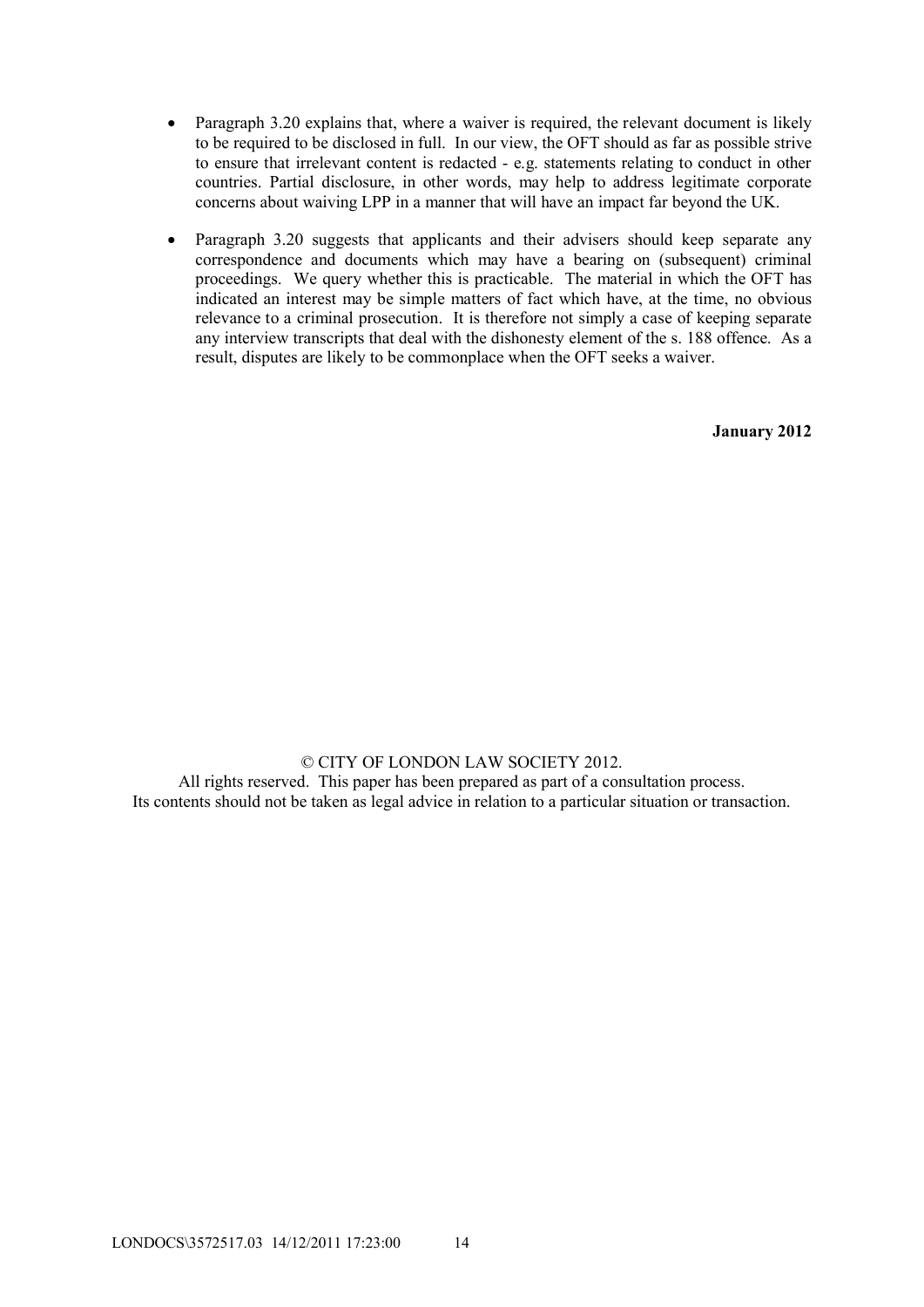- Paragraph 3.20 explains that, where a waiver is required, the relevant document is likely to be required to be disclosed in full. In our view, the OFT should as far as possible strive to ensure that irrelevant content is redacted - e.g. statements relating to conduct in other countries. Partial disclosure, in other words, may help to address legitimate corporate concerns about waiving LPP in a manner that will have an impact far beyond the UK.

- Paragraph 3.20 suggests that applicants and their advisers should keep separate any correspondence and documents which may have a bearing on (subsequent) criminal proceedings. We query whether this is practicable. The material in which the OFT has indicated an interest may be simple matters of fact which have, at the time, no obvious relevance to a criminal prosecution. It is therefore not simply a case of keeping separate any interview transcripts that deal with the dishonesty element of the s. 188 offence. As a result, disputes are likely to be commonplace when the OFT seeks a waiver.

**January 2012**

© CITY OF LONDON LAW SOCIETY 2012.
All rights reserved. This paper has been prepared as part of a consultation process.
Its contents should not be taken as legal advice in relation to a particular situation or transaction.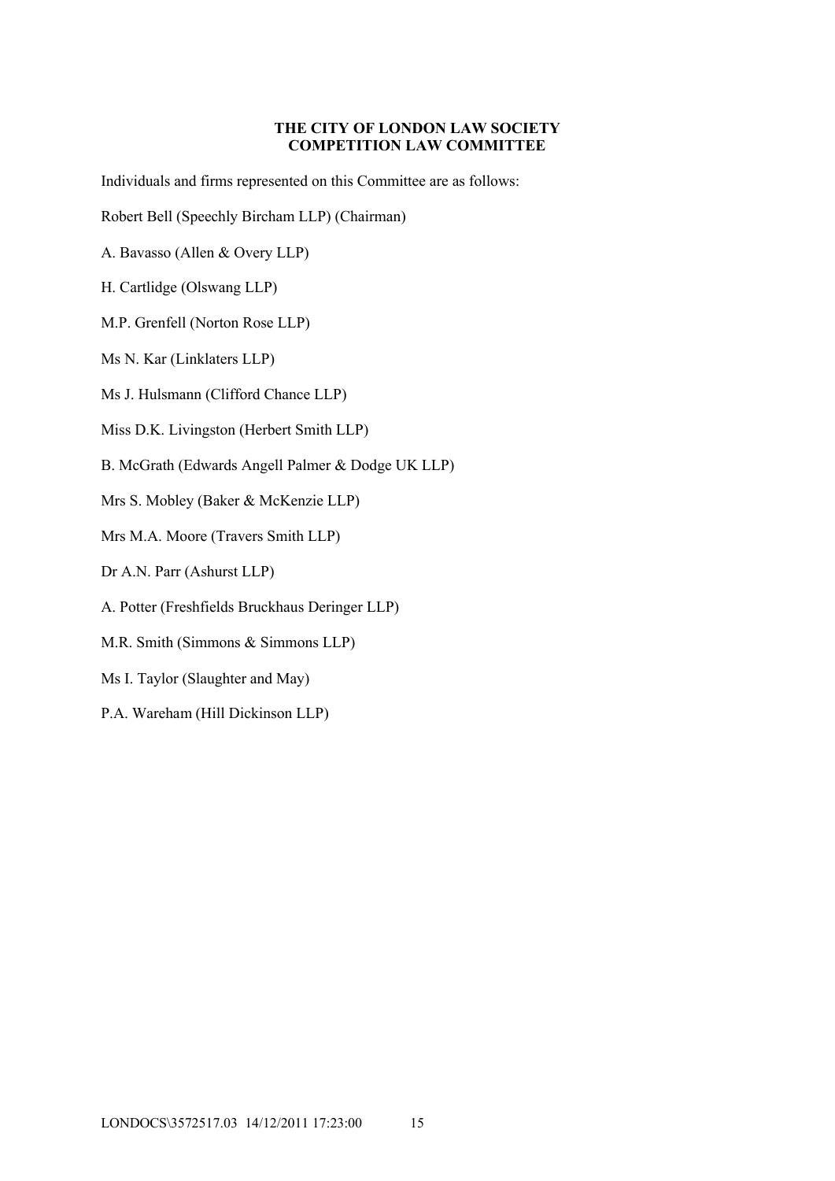**THE CITY OF LONDON LAW SOCIETY**
**COMPETITION LAW COMMITTEE**

Individuals and firms represented on this Committee are as follows:

Robert Bell (Speechly Bircham LLP) (Chairman)

A. Bavasso (Allen & Overy LLP)

H. Cartlidge (Olswang LLP)

M.P. Grenfell (Norton Rose LLP)

Ms N. Kar (Linklaters LLP)

Ms J. Hulsmann (Clifford Chance LLP)

Miss D.K. Livingston (Herbert Smith LLP)

B. McGrath (Edwards Angell Palmer & Dodge UK LLP)

Mrs S. Mobley (Baker & McKenzie LLP)

Mrs M.A. Moore (Travers Smith LLP)

Dr A.N. Parr (Ashurst LLP)

A. Potter (Freshfields Bruckhaus Deringer LLP)

M.R. Smith (Simmons & Simmons LLP)

Ms I. Taylor (Slaughter and May)

P.A. Wareham (Hill Dickinson LLP)

LONDOCS\3572517.03 14/12/2011 17:23:00